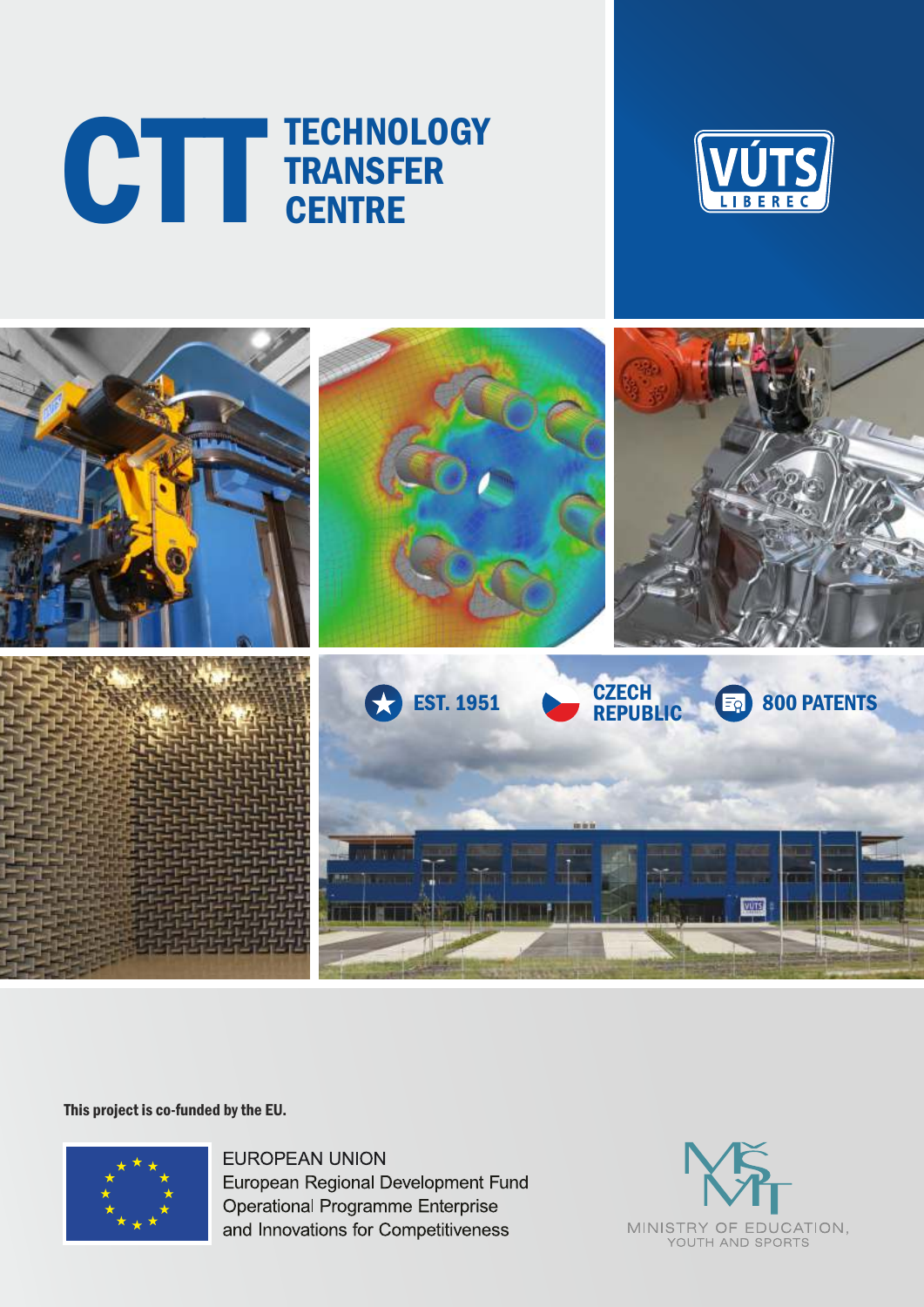# CTT TECHNOLOGY TRANSFER CENTRE

VÚTS LIBEREC

EST. 1951

CZECH REPUBLIC

800 PATENTS

**This project is co-funded by the EU.**

EUROPEAN UNION
European Regional Development Fund
Operational Programme Enterprise
and Innovations for Competitiveness

MINISTRY OF EDUCATION, YOUTH AND SPORTS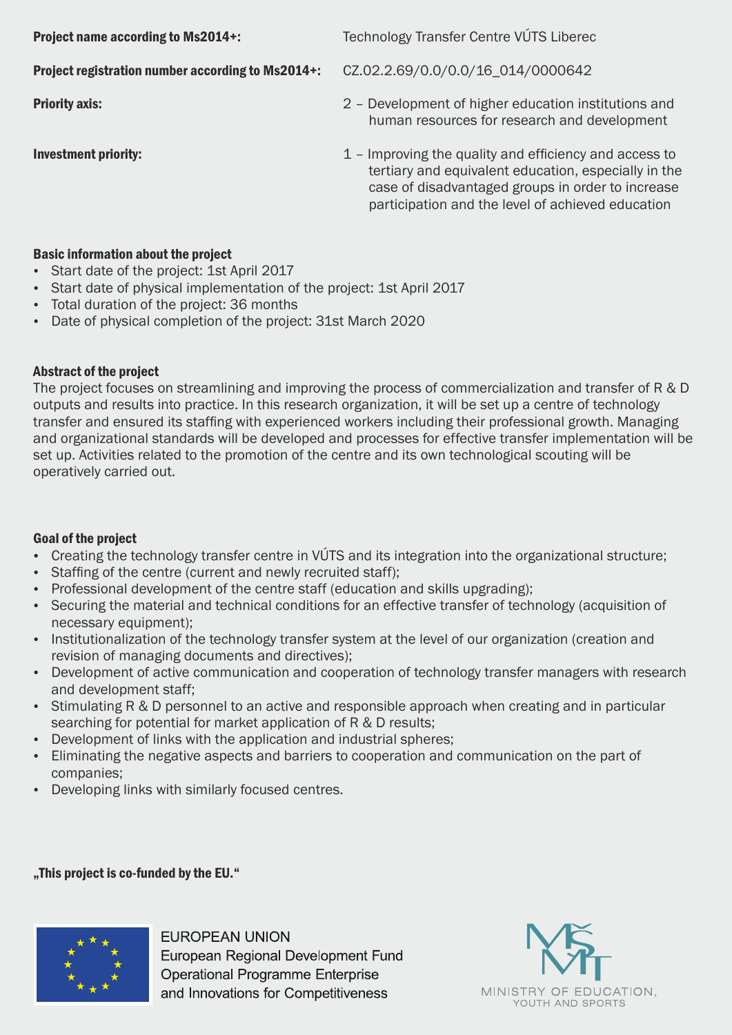**Project name according to Ms2014+:** Technology Transfer Centre VÚTS Liberec

**Project registration number according to Ms2014+:** CZ.02.2.69/0.0/0.0/16_014/0000642

**Priority axis:** 2 – Development of higher education institutions and human resources for research and development

**Investment priority:** 1 – Improving the quality and efficiency and access to tertiary and equivalent education, especially in the case of disadvantaged groups in order to increase participation and the level of achieved education

### Basic information about the project

- Start date of the project: 1st April 2017
- Start date of physical implementation of the project: 1st April 2017
- Total duration of the project: 36 months
- Date of physical completion of the project: 31st March 2020

### Abstract of the project

The project focuses on streamlining and improving the process of commercialization and transfer of R & D outputs and results into practice. In this research organization, it will be set up a centre of technology transfer and ensured its staffing with experienced workers including their professional growth. Managing and organizational standards will be developed and processes for effective transfer implementation will be set up. Activities related to the promotion of the centre and its own technological scouting will be operatively carried out.

### Goal of the project

- Creating the technology transfer centre in VÚTS and its integration into the organizational structure;
- Staffing of the centre (current and newly recruited staff);
- Professional development of the centre staff (education and skills upgrading);
- Securing the material and technical conditions for an effective transfer of technology (acquisition of necessary equipment);
- Institutionalization of the technology transfer system at the level of our organization (creation and revision of managing documents and directives);
- Development of active communication and cooperation of technology transfer managers with research and development staff;
- Stimulating R & D personnel to an active and responsible approach when creating and in particular searching for potential for market application of R & D results;
- Development of links with the application and industrial spheres;
- Eliminating the negative aspects and barriers to cooperation and communication on the part of companies;
- Developing links with similarly focused centres.

**„This project is co-funded by the EU."**

EUROPEAN UNION
European Regional Development Fund
Operational Programme Enterprise
and Innovations for Competitiveness

MINISTRY OF EDUCATION, YOUTH AND SPORTS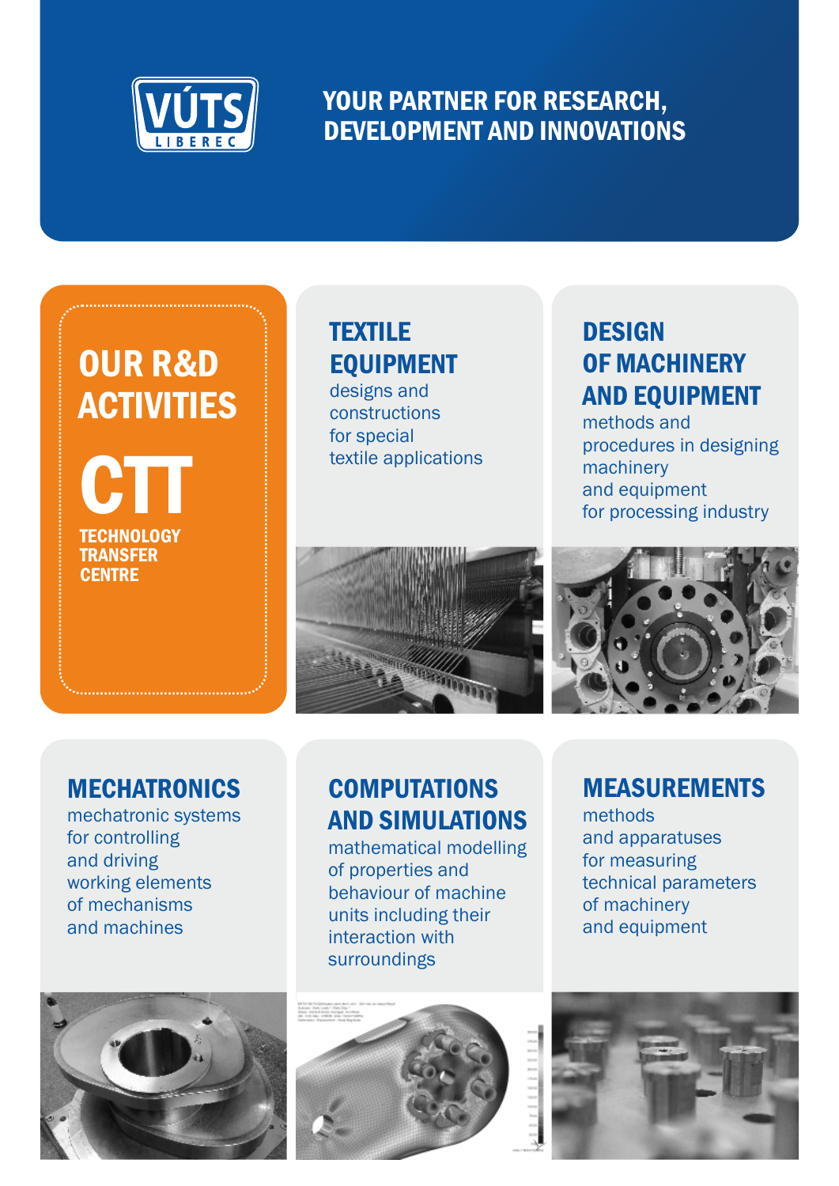VÚTS LIBEREC

# YOUR PARTNER FOR RESEARCH, DEVELOPMENT AND INNOVATIONS

## OUR R&D ACTIVITIES

**CTT**
**TECHNOLOGY TRANSFER CENTRE**

### TEXTILE EQUIPMENT

designs and constructions for special textile applications

### DESIGN OF MACHINERY AND EQUIPMENT

methods and procedures in designing machinery and equipment for processing industry

### MECHATRONICS

mechatronic systems for controlling and driving working elements of mechanisms and machines

### COMPUTATIONS AND SIMULATIONS

mathematical modelling of properties and behaviour of machine units including their interaction with surroundings

### MEASUREMENTS

methods and apparatuses for measuring technical parameters of machinery and equipment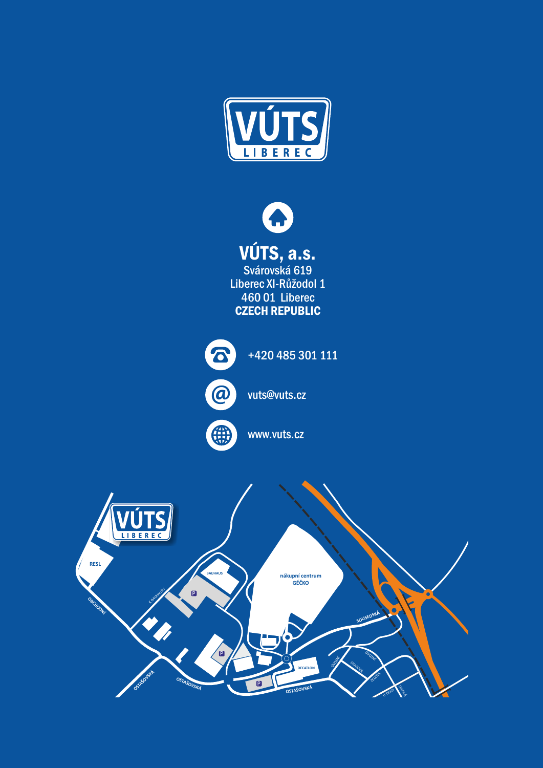VÚTS LIBEREC

# VÚTS, a.s.

Svárovská 619
Liberec XI-Růžodol 1
460 01 Liberec
**CZECH REPUBLIC**

+420 485 301 111

vuts@vuts.cz

www.vuts.cz

VÚTS LIBEREC

RESL

BAUHAUS

nákupní centrum GÉČKO

DECATLON

OBCHODNÍ

T. BAUHAUSU

OSTAŠOVSKÁ

OSTAŠOVSKÁ

OSTAŠOVSKÁ

SOUSEDSKÁ

ÚVOZNÍ

ÚVOZNÍ

CHATOVÁ

ZELENÁ

U TRATI

SRBSKÁ